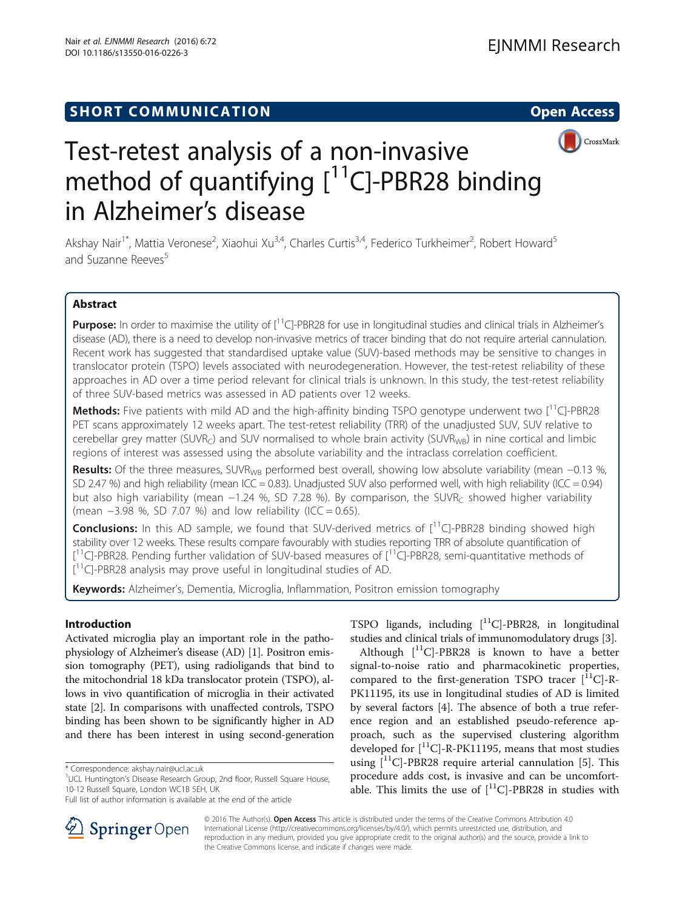SHORT COMMUNICATION

Open Access

# Test-retest analysis of a non-invasive method of quantifying [$^{11}$C]-PBR28 binding in Alzheimer's disease

Akshay Nair[1*], Mattia Veronese[2], Xiaohui Xu[3,4], Charles Curtis[3,4], Federico Turkheimer[2], Robert Howard[5] and Suzanne Reeves[5]

## Abstract

**Purpose:** In order to maximise the utility of [$^{11}$C]-PBR28 for use in longitudinal studies and clinical trials in Alzheimer's disease (AD), there is a need to develop non-invasive metrics of tracer binding that do not require arterial cannulation. Recent work has suggested that standardised uptake value (SUV)-based methods may be sensitive to changes in translocator protein (TSPO) levels associated with neurodegeneration. However, the test-retest reliability of these approaches in AD over a time period relevant for clinical trials is unknown. In this study, the test-retest reliability of three SUV-based metrics was assessed in AD patients over 12 weeks.

**Methods:** Five patients with mild AD and the high-affinity binding TSPO genotype underwent two [$^{11}$C]-PBR28 PET scans approximately 12 weeks apart. The test-retest reliability (TRR) of the unadjusted SUV, SUV relative to cerebellar grey matter ($SUVR_C$) and SUV normalised to whole brain activity ($SUVR_{WB}$) in nine cortical and limbic regions of interest was assessed using the absolute variability and the intraclass correlation coefficient.

**Results:** Of the three measures, $SUVR_{WB}$ performed best overall, showing low absolute variability (mean −0.13 %, SD 2.47 %) and high reliability (mean ICC = 0.83). Unadjusted SUV also performed well, with high reliability (ICC = 0.94) but also high variability (mean −1.24 %, SD 7.28 %). By comparison, the $SUVR_C$ showed higher variability (mean −3.98 %, SD 7.07 %) and low reliability (ICC = 0.65).

**Conclusions:** In this AD sample, we found that SUV-derived metrics of [$^{11}$C]-PBR28 binding showed high stability over 12 weeks. These results compare favourably with studies reporting TRR of absolute quantification of [$^{11}$C]-PBR28. Pending further validation of SUV-based measures of [$^{11}$C]-PBR28, semi-quantitative methods of [$^{11}$C]-PBR28 analysis may prove useful in longitudinal studies of AD.

**Keywords:** Alzheimer's, Dementia, Microglia, Inflammation, Positron emission tomography

## Introduction

Activated microglia play an important role in the pathophysiology of Alzheimer's disease (AD) [1]. Positron emission tomography (PET), using radioligands that bind to the mitochondrial 18 kDa translocator protein (TSPO), allows in vivo quantification of microglia in their activated state [2]. In comparisons with unaffected controls, TSPO binding has been shown to be significantly higher in AD and there has been interest in using second-generation TSPO ligands, including [$^{11}$C]-PBR28, in longitudinal studies and clinical trials of immunomodulatory drugs [3].

Although [$^{11}$C]-PBR28 is known to have a better signal-to-noise ratio and pharmacokinetic properties, compared to the first-generation TSPO tracer [$^{11}$C]-R-PK11195, its use in longitudinal studies of AD is limited by several factors [4]. The absence of both a true reference region and an established pseudo-reference approach, such as the supervised clustering algorithm developed for [$^{11}$C]-R-PK11195, means that most studies using [$^{11}$C]-PBR28 require arterial cannulation [5]. This procedure adds cost, is invasive and can be uncomfortable. This limits the use of [$^{11}$C]-PBR28 in studies with

\* Correspondence: akshay.nair@ucl.ac.uk
[1]UCL Huntington's Disease Research Group, 2nd floor, Russell Square House, 10-12 Russell Square, London WC1B 5EH, UK
Full list of author information is available at the end of the article

© 2016 The Author(s). **Open Access** This article is distributed under the terms of the Creative Commons Attribution 4.0 International License (http://creativecommons.org/licenses/by/4.0/), which permits unrestricted use, distribution, and reproduction in any medium, provided you give appropriate credit to the original author(s) and the source, provide a link to the Creative Commons license, and indicate if changes were made.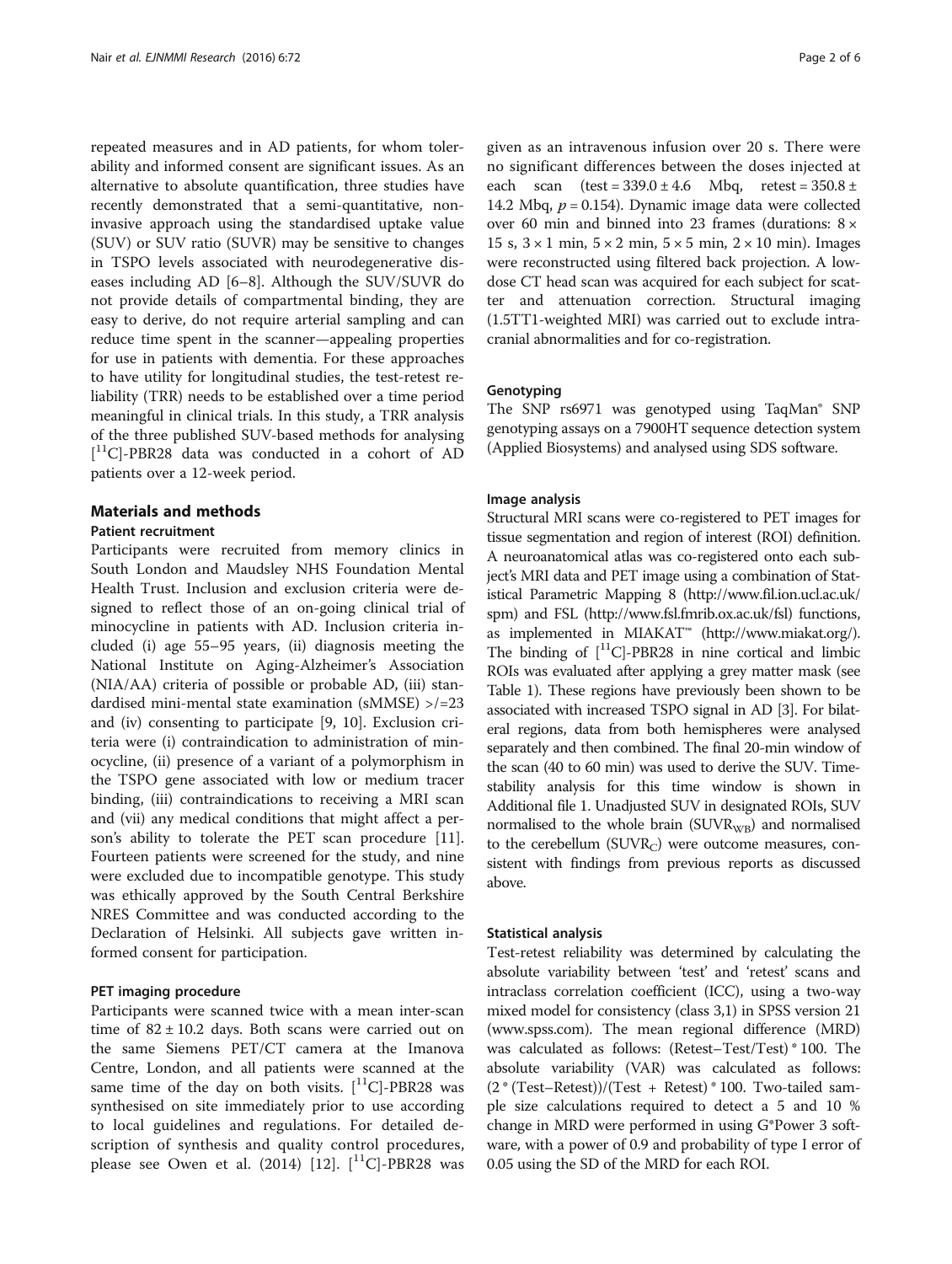repeated measures and in AD patients, for whom tolerability and informed consent are significant issues. As an alternative to absolute quantification, three studies have recently demonstrated that a semi-quantitative, non-invasive approach using the standardised uptake value (SUV) or SUV ratio (SUVR) may be sensitive to changes in TSPO levels associated with neurodegenerative diseases including AD [6–8]. Although the SUV/SUVR do not provide details of compartmental binding, they are easy to derive, do not require arterial sampling and can reduce time spent in the scanner—appealing properties for use in patients with dementia. For these approaches to have utility for longitudinal studies, the test-retest reliability (TRR) needs to be established over a time period meaningful in clinical trials. In this study, a TRR analysis of the three published SUV-based methods for analysing [$^{11}$C]-PBR28 data was conducted in a cohort of AD patients over a 12-week period.

## Materials and methods

### Patient recruitment

Participants were recruited from memory clinics in South London and Maudsley NHS Foundation Mental Health Trust. Inclusion and exclusion criteria were designed to reflect those of an on-going clinical trial of minocycline in patients with AD. Inclusion criteria included (i) age 55–95 years, (ii) diagnosis meeting the National Institute on Aging-Alzheimer's Association (NIA/AA) criteria of possible or probable AD, (iii) standardised mini-mental state examination (sMMSE) >/=23 and (iv) consenting to participate [9, 10]. Exclusion criteria were (i) contraindication to administration of minocycline, (ii) presence of a variant of a polymorphism in the TSPO gene associated with low or medium tracer binding, (iii) contraindications to receiving a MRI scan and (vii) any medical conditions that might affect a person's ability to tolerate the PET scan procedure [11]. Fourteen patients were screened for the study, and nine were excluded due to incompatible genotype. This study was ethically approved by the South Central Berkshire NRES Committee and was conducted according to the Declaration of Helsinki. All subjects gave written informed consent for participation.

#### PET imaging procedure

Participants were scanned twice with a mean inter-scan time of 82 ± 10.2 days. Both scans were carried out on the same Siemens PET/CT camera at the Imanova Centre, London, and all patients were scanned at the same time of the day on both visits. [$^{11}$C]-PBR28 was synthesised on site immediately prior to use according to local guidelines and regulations. For detailed description of synthesis and quality control procedures, please see Owen et al. (2014) [12]. [$^{11}$C]-PBR28 was given as an intravenous infusion over 20 s. There were no significant differences between the doses injected at each scan (test = 339.0 ± 4.6 Mbq, retest = 350.8 ± 14.2 Mbq, $p = 0.154$). Dynamic image data were collected over 60 min and binned into 23 frames (durations: 8 × 15 s, 3 × 1 min, 5 × 2 min, 5 × 5 min, 2 × 10 min). Images were reconstructed using filtered back projection. A low-dose CT head scan was acquired for each subject for scatter and attenuation correction. Structural imaging (1.5TT1-weighted MRI) was carried out to exclude intracranial abnormalities and for co-registration.

#### Genotyping

The SNP rs6971 was genotyped using TaqMan® SNP genotyping assays on a 7900HT sequence detection system (Applied Biosystems) and analysed using SDS software.

#### Image analysis

Structural MRI scans were co-registered to PET images for tissue segmentation and region of interest (ROI) definition. A neuroanatomical atlas was co-registered onto each subject's MRI data and PET image using a combination of Statistical Parametric Mapping 8 (http://www.fil.ion.ucl.ac.uk/spm) and FSL (http://www.fsl.fmrib.ox.ac.uk/fsl) functions, as implemented in MIAKAT™ (http://www.miakat.org/). The binding of [$^{11}$C]-PBR28 in nine cortical and limbic ROIs was evaluated after applying a grey matter mask (see Table 1). These regions have previously been shown to be associated with increased TSPO signal in AD [3]. For bilateral regions, data from both hemispheres were analysed separately and then combined. The final 20-min window of the scan (40 to 60 min) was used to derive the SUV. Time-stability analysis for this time window is shown in Additional file 1. Unadjusted SUV in designated ROIs, SUV normalised to the whole brain ($SUVR_{WB}$) and normalised to the cerebellum ($SUVR_{C}$) were outcome measures, consistent with findings from previous reports as discussed above.

#### Statistical analysis

Test-retest reliability was determined by calculating the absolute variability between 'test' and 'retest' scans and intraclass correlation coefficient (ICC), using a two-way mixed model for consistency (class 3,1) in SPSS version 21 (www.spss.com). The mean regional difference (MRD) was calculated as follows: (Retest−Test/Test) * 100. The absolute variability (VAR) was calculated as follows: (2 * (Test−Retest))/(Test + Retest) * 100. Two-tailed sample size calculations required to detect a 5 and 10 % change in MRD were performed in using G*Power 3 software, with a power of 0.9 and probability of type I error of 0.05 using the SD of the MRD for each ROI.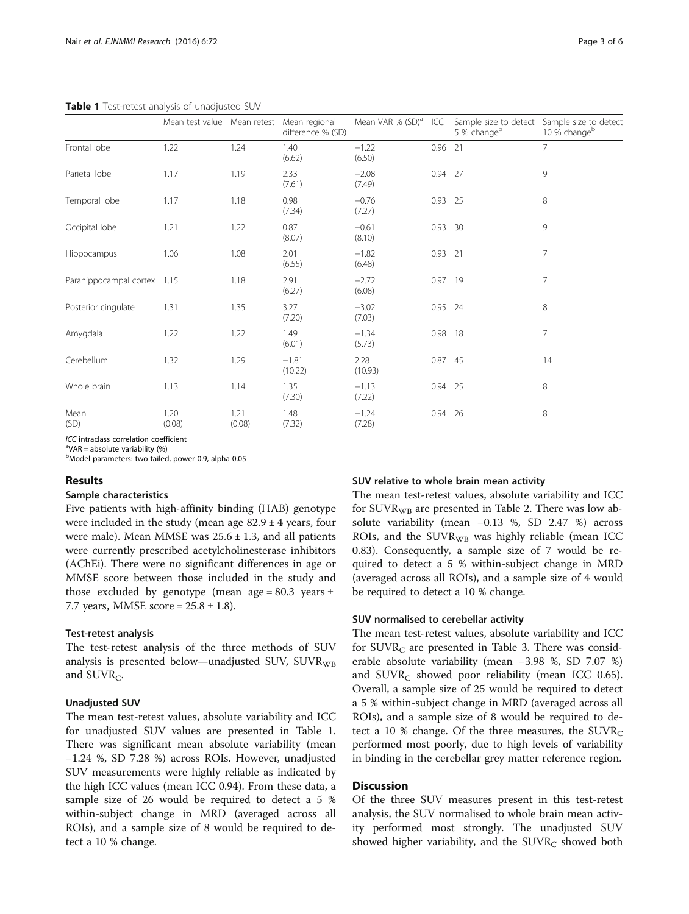**Table 1** Test-retest analysis of unadjusted SUV

| | Mean test value | Mean retest | Mean regional difference % (SD) | Mean VAR % (SD)[a] | ICC | Sample size to detect 5 % change[b] | Sample size to detect 10 % change[b] |
|---|---|---|---|---|---|---|---|
| Frontal lobe | 1.22 | 1.24 | 1.40 (6.62) | −1.22 (6.50) | 0.96 | 21 | 7 |
| Parietal lobe | 1.17 | 1.19 | 2.33 (7.61) | −2.08 (7.49) | 0.94 | 27 | 9 |
| Temporal lobe | 1.17 | 1.18 | 0.98 (7.34) | −0.76 (7.27) | 0.93 | 25 | 8 |
| Occipital lobe | 1.21 | 1.22 | 0.87 (8.07) | −0.61 (8.10) | 0.93 | 30 | 9 |
| Hippocampus | 1.06 | 1.08 | 2.01 (6.55) | −1.82 (6.48) | 0.93 | 21 | 7 |
| Parahippocampal cortex | 1.15 | 1.18 | 2.91 (6.27) | −2.72 (6.08) | 0.97 | 19 | 7 |
| Posterior cingulate | 1.31 | 1.35 | 3.27 (7.20) | −3.02 (7.03) | 0.95 | 24 | 8 |
| Amygdala | 1.22 | 1.22 | 1.49 (6.01) | −1.34 (5.73) | 0.98 | 18 | 7 |
| Cerebellum | 1.32 | 1.29 | −1.81 (10.22) | 2.28 (10.93) | 0.87 | 45 | 14 |
| Whole brain | 1.13 | 1.14 | 1.35 (7.30) | −1.13 (7.22) | 0.94 | 25 | 8 |
| Mean (SD) | 1.20 (0.08) | 1.21 (0.08) | 1.48 (7.32) | −1.24 (7.28) | 0.94 | 26 | 8 |

*ICC* intraclass correlation coefficient
[a]VAR = absolute variability (%)
[b]Model parameters: two-tailed, power 0.9, alpha 0.05

## Results

### Sample characteristics

Five patients with high-affinity binding (HAB) genotype were included in the study (mean age 82.9 ± 4 years, four were male). Mean MMSE was 25.6 ± 1.3, and all patients were currently prescribed acetylcholinesterase inhibitors (AChEi). There were no significant differences in age or MMSE score between those included in the study and those excluded by genotype (mean age = 80.3 years ± 7.7 years, MMSE score = 25.8 ± 1.8).

### Test-retest analysis

The test-retest analysis of the three methods of SUV analysis is presented below—unadjusted SUV, $SUVR_{WB}$ and $SUVR_C$.

### Unadjusted SUV

The mean test-retest values, absolute variability and ICC for unadjusted SUV values are presented in Table 1. There was significant mean absolute variability (mean −1.24 %, SD 7.28 %) across ROIs. However, unadjusted SUV measurements were highly reliable as indicated by the high ICC values (mean ICC 0.94). From these data, a sample size of 26 would be required to detect a 5 % within-subject change in MRD (averaged across all ROIs), and a sample size of 8 would be required to detect a 10 % change.

### SUV relative to whole brain mean activity

The mean test-retest values, absolute variability and ICC for $SUVR_{WB}$ are presented in Table 2. There was low absolute variability (mean −0.13 %, SD 2.47 %) across ROIs, and the $SUVR_{WB}$ was highly reliable (mean ICC 0.83). Consequently, a sample size of 7 would be required to detect a 5 % within-subject change in MRD (averaged across all ROIs), and a sample size of 4 would be required to detect a 10 % change.

### SUV normalised to cerebellar activity

The mean test-retest values, absolute variability and ICC for $SUVR_C$ are presented in Table 3. There was considerable absolute variability (mean −3.98 %, SD 7.07 %) and $SUVR_C$ showed poor reliability (mean ICC 0.65). Overall, a sample size of 25 would be required to detect a 5 % within-subject change in MRD (averaged across all ROIs), and a sample size of 8 would be required to detect a 10 % change. Of the three measures, the $SUVR_C$ performed most poorly, due to high levels of variability in binding in the cerebellar grey matter reference region.

## Discussion

Of the three SUV measures present in this test-retest analysis, the SUV normalised to whole brain mean activity performed most strongly. The unadjusted SUV showed higher variability, and the $SUVR_C$ showed both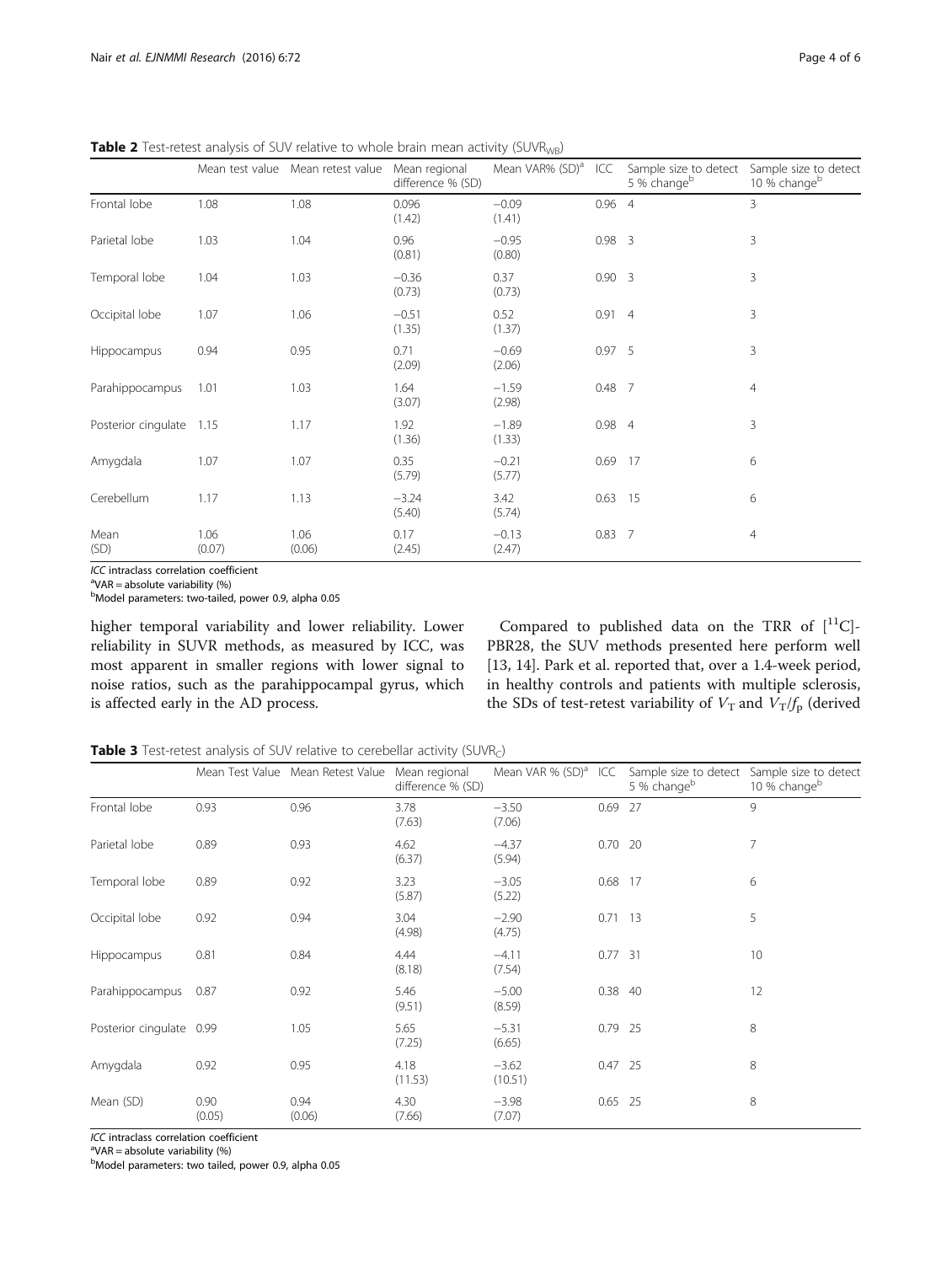**Table 2** Test-retest analysis of SUV relative to whole brain mean activity ($SUVR_{WB}$)

| | Mean test value | Mean retest value | Mean regional difference % (SD) | Mean VAR% (SD)[a] | ICC | Sample size to detect 5 % change[b] | Sample size to detect 10 % change[b] |
|---|---|---|---|---|---|---|---|
| Frontal lobe | 1.08 | 1.08 | 0.096 (1.42) | −0.09 (1.41) | 0.96 | 4 | 3 |
| Parietal lobe | 1.03 | 1.04 | 0.96 (0.81) | −0.95 (0.80) | 0.98 | 3 | 3 |
| Temporal lobe | 1.04 | 1.03 | −0.36 (0.73) | 0.37 (0.73) | 0.90 | 3 | 3 |
| Occipital lobe | 1.07 | 1.06 | −0.51 (1.35) | 0.52 (1.37) | 0.91 | 4 | 3 |
| Hippocampus | 0.94 | 0.95 | 0.71 (2.09) | −0.69 (2.06) | 0.97 | 5 | 3 |
| Parahippocampus | 1.01 | 1.03 | 1.64 (3.07) | −1.59 (2.98) | 0.48 | 7 | 4 |
| Posterior cingulate | 1.15 | 1.17 | 1.92 (1.36) | −1.89 (1.33) | 0.98 | 4 | 3 |
| Amygdala | 1.07 | 1.07 | 0.35 (5.79) | −0.21 (5.77) | 0.69 | 17 | 6 |
| Cerebellum | 1.17 | 1.13 | −3.24 (5.40) | 3.42 (5.74) | 0.63 | 15 | 6 |
| Mean (SD) | 1.06 (0.07) | 1.06 (0.06) | 0.17 (2.45) | −0.13 (2.47) | 0.83 | 7 | 4 |

*ICC* intraclass correlation coefficient
[a]VAR = absolute variability (%)
[b]Model parameters: two-tailed, power 0.9, alpha 0.05

higher temporal variability and lower reliability. Lower reliability in SUVR methods, as measured by ICC, was most apparent in smaller regions with lower signal to noise ratios, such as the parahippocampal gyrus, which is affected early in the AD process.

Compared to published data on the TRR of [$^{11}$C]-PBR28, the SUV methods presented here perform well [13, 14]. Park et al. reported that, over a 1.4-week period, in healthy controls and patients with multiple sclerosis, the SDs of test-retest variability of $V_T$ and $V_T/f_p$ (derived

**Table 3** Test-retest analysis of SUV relative to cerebellar activity ($SUVR_C$)

| | Mean Test Value | Mean Retest Value | Mean regional difference % (SD) | Mean VAR % (SD)[a] | ICC | Sample size to detect 5 % change[b] | Sample size to detect 10 % change[b] |
|---|---|---|---|---|---|---|---|
| Frontal lobe | 0.93 | 0.96 | 3.78 (7.63) | −3.50 (7.06) | 0.69 | 27 | 9 |
| Parietal lobe | 0.89 | 0.93 | 4.62 (6.37) | −4.37 (5.94) | 0.70 | 20 | 7 |
| Temporal lobe | 0.89 | 0.92 | 3.23 (5.87) | −3.05 (5.22) | 0.68 | 17 | 6 |
| Occipital lobe | 0.92 | 0.94 | 3.04 (4.98) | −2.90 (4.75) | 0.71 | 13 | 5 |
| Hippocampus | 0.81 | 0.84 | 4.44 (8.18) | −4.11 (7.54) | 0.77 | 31 | 10 |
| Parahippocampus | 0.87 | 0.92 | 5.46 (9.51) | −5.00 (8.59) | 0.38 | 40 | 12 |
| Posterior cingulate | 0.99 | 1.05 | 5.65 (7.25) | −5.31 (6.65) | 0.79 | 25 | 8 |
| Amygdala | 0.92 | 0.95 | 4.18 (11.53) | −3.62 (10.51) | 0.47 | 25 | 8 |
| Mean (SD) | 0.90 (0.05) | 0.94 (0.06) | 4.30 (7.66) | −3.98 (7.07) | 0.65 | 25 | 8 |

*ICC* intraclass correlation coefficient
[a]VAR = absolute variability (%)
[b]Model parameters: two tailed, power 0.9, alpha 0.05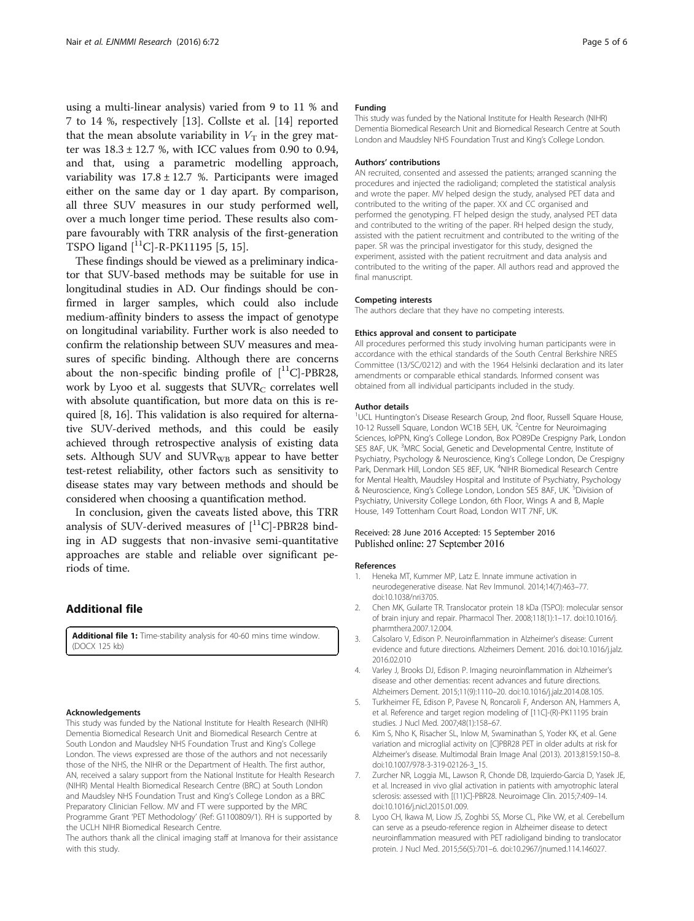using a multi-linear analysis) varied from 9 to 11 % and 7 to 14 %, respectively [13]. Collste et al. [14] reported that the mean absolute variability in $V_T$ in the grey matter was 18.3 ± 12.7 %, with ICC values from 0.90 to 0.94, and that, using a parametric modelling approach, variability was 17.8 ± 12.7 %. Participants were imaged either on the same day or 1 day apart. By comparison, all three SUV measures in our study performed well, over a much longer time period. These results also compare favourably with TRR analysis of the first-generation TSPO ligand [$^{11}$C]-R-PK11195 [5, 15].

These findings should be viewed as a preliminary indicator that SUV-based methods may be suitable for use in longitudinal studies in AD. Our findings should be confirmed in larger samples, which could also include medium-affinity binders to assess the impact of genotype on longitudinal variability. Further work is also needed to confirm the relationship between SUV measures and measures of specific binding. Although there are concerns about the non-specific binding profile of [$^{11}$C]-PBR28, work by Lyoo et al. suggests that $SUVR_C$ correlates well with absolute quantification, but more data on this is required [8, 16]. This validation is also required for alternative SUV-derived methods, and this could be easily achieved through retrospective analysis of existing data sets. Although SUV and $SUVR_{WB}$ appear to have better test-retest reliability, other factors such as sensitivity to disease states may vary between methods and should be considered when choosing a quantification method.

In conclusion, given the caveats listed above, this TRR analysis of SUV-derived measures of [$^{11}$C]-PBR28 binding in AD suggests that non-invasive semi-quantitative approaches are stable and reliable over significant periods of time.

## Additional file

**Additional file 1:** Time-stability analysis for 40-60 mins time window. (DOCX 125 kb)

#### Acknowledgements

This study was funded by the National Institute for Health Research (NIHR) Dementia Biomedical Research Unit and Biomedical Research Centre at South London and Maudsley NHS Foundation Trust and King's College London. The views expressed are those of the authors and not necessarily those of the NHS, the NIHR or the Department of Health. The first author, AN, received a salary support from the National Institute for Health Research (NIHR) Mental Health Biomedical Research Centre (BRC) at South London and Maudsley NHS Foundation Trust and King's College London as a BRC Preparatory Clinician Fellow. MV and FT were supported by the MRC Programme Grant 'PET Methodology' (Ref: G1100809/1). RH is supported by the UCLH NIHR Biomedical Research Centre.

The authors thank all the clinical imaging staff at Imanova for their assistance with this study.

#### Funding

This study was funded by the National Institute for Health Research (NIHR) Dementia Biomedical Research Unit and Biomedical Research Centre at South London and Maudsley NHS Foundation Trust and King's College London.

#### Authors' contributions

AN recruited, consented and assessed the patients; arranged scanning the procedures and injected the radioligand; completed the statistical analysis and wrote the paper. MV helped design the study, analysed PET data and contributed to the writing of the paper. XX and CC organised and performed the genotyping. FT helped design the study, analysed PET data and contributed to the writing of the paper. RH helped design the study, assisted with the patient recruitment and contributed to the writing of the paper. SR was the principal investigator for this study, designed the experiment, assisted with the patient recruitment and data analysis and contributed to the writing of the paper. All authors read and approved the final manuscript.

#### Competing interests

The authors declare that they have no competing interests.

#### Ethics approval and consent to participate

All procedures performed this study involving human participants were in accordance with the ethical standards of the South Central Berkshire NRES Committee (13/SC/0212) and with the 1964 Helsinki declaration and its later amendments or comparable ethical standards. Informed consent was obtained from all individual participants included in the study.

#### Author details

[1]UCL Huntington's Disease Research Group, 2nd floor, Russell Square House, 10-12 Russell Square, London WC1B 5EH, UK. [2]Centre for Neuroimaging Sciences, IoPPN, King's College London, Box PO89De Crespigny Park, London SE5 8AF, UK. [3]MRC Social, Genetic and Developmental Centre, Institute of Psychiatry, Psychology & Neuroscience, King's College London, De Crespigny Park, Denmark Hill, London SE5 8EF, UK. [4]NIHR Biomedical Research Centre for Mental Health, Maudsley Hospital and Institute of Psychiatry, Psychology & Neuroscience, King's College London, London SE5 8AF, UK. [5]Division of Psychiatry, University College London, 6th Floor, Wings A and B, Maple House, 149 Tottenham Court Road, London W1T 7NF, UK.

Received: 28 June 2016 Accepted: 15 September 2016
Published online: 27 September 2016

#### References

1. Heneka MT, Kummer MP, Latz E. Innate immune activation in neurodegenerative disease. Nat Rev Immunol. 2014;14(7):463–77. doi:10.1038/nri3705.
2. Chen MK, Guilarte TR. Translocator protein 18 kDa (TSPO): molecular sensor of brain injury and repair. Pharmacol Ther. 2008;118(1):1–17. doi:10.1016/j.pharmthera.2007.12.004.
3. Calsolaro V, Edison P. Neuroinflammation in Alzheimer's disease: Current evidence and future directions. Alzheimers Dement. 2016. doi:10.1016/j.jalz.2016.02.010
4. Varley J, Brooks DJ, Edison P. Imaging neuroinflammation in Alzheimer's disease and other dementias: recent advances and future directions. Alzheimers Dement. 2015;11(9):1110–20. doi:10.1016/j.jalz.2014.08.105.
5. Turkheimer FE, Edison P, Pavese N, Roncaroli F, Anderson AN, Hammers A, et al. Reference and target region modeling of [11C]-(R)-PK11195 brain studies. J Nucl Med. 2007;48(1):158–67.
6. Kim S, Nho K, Risacher SL, Inlow M, Swaminathan S, Yoder KK, et al. Gene variation and microglial activity on [C]PBR28 PET in older adults at risk for Alzheimer's disease. Multimodal Brain Image Anal (2013). 2013;8159:150–8. doi:10.1007/978-3-319-02126-3_15.
7. Zurcher NR, Loggia ML, Lawson R, Chonde DB, Izquierdo-Garcia D, Yasek JE, et al. Increased in vivo glial activation in patients with amyotrophic lateral sclerosis: assessed with [(11)C]-PBR28. Neuroimage Clin. 2015;7:409–14. doi:10.1016/j.nicl.2015.01.009.
8. Lyoo CH, Ikawa M, Liow JS, Zoghbi SS, Morse CL, Pike VW, et al. Cerebellum can serve as a pseudo-reference region in Alzheimer disease to detect neuroinflammation measured with PET radioligand binding to translocator protein. J Nucl Med. 2015;56(5):701–6. doi:10.2967/jnumed.114.146027.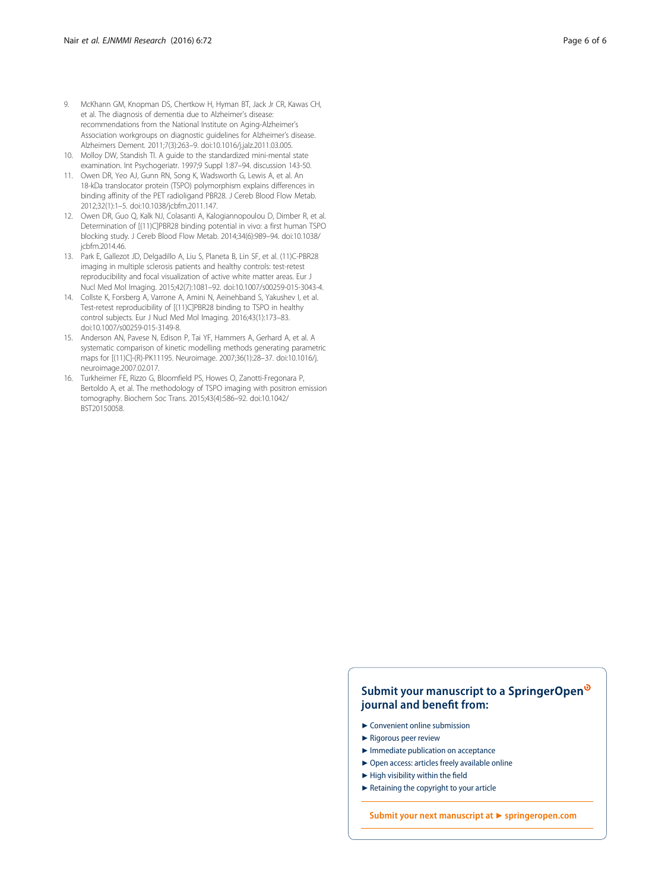9. McKhann GM, Knopman DS, Chertkow H, Hyman BT, Jack Jr CR, Kawas CH, et al. The diagnosis of dementia due to Alzheimer's disease: recommendations from the National Institute on Aging-Alzheimer's Association workgroups on diagnostic guidelines for Alzheimer's disease. Alzheimers Dement. 2011;7(3):263–9. doi:10.1016/j.jalz.2011.03.005.
10. Molloy DW, Standish TI. A guide to the standardized mini-mental state examination. Int Psychogeriatr. 1997;9 Suppl 1:87–94. discussion 143-50.
11. Owen DR, Yeo AJ, Gunn RN, Song K, Wadsworth G, Lewis A, et al. An 18-kDa translocator protein (TSPO) polymorphism explains differences in binding affinity of the PET radioligand PBR28. J Cereb Blood Flow Metab. 2012;32(1):1–5. doi:10.1038/jcbfm.2011.147.
12. Owen DR, Guo Q, Kalk NJ, Colasanti A, Kalogiannopoulou D, Dimber R, et al. Determination of [(11)C]PBR28 binding potential in vivo: a first human TSPO blocking study. J Cereb Blood Flow Metab. 2014;34(6):989–94. doi:10.1038/jcbfm.2014.46.
13. Park E, Gallezot JD, Delgadillo A, Liu S, Planeta B, Lin SF, et al. (11)C-PBR28 imaging in multiple sclerosis patients and healthy controls: test-retest reproducibility and focal visualization of active white matter areas. Eur J Nucl Med Mol Imaging. 2015;42(7):1081–92. doi:10.1007/s00259-015-3043-4.
14. Collste K, Forsberg A, Varrone A, Amini N, Aeinehband S, Yakushev I, et al. Test-retest reproducibility of [(11)C]PBR28 binding to TSPO in healthy control subjects. Eur J Nucl Med Mol Imaging. 2016;43(1):173–83. doi:10.1007/s00259-015-3149-8.
15. Anderson AN, Pavese N, Edison P, Tai YF, Hammers A, Gerhard A, et al. A systematic comparison of kinetic modelling methods generating parametric maps for [(11)C]-(R)-PK11195. Neuroimage. 2007;36(1):28–37. doi:10.1016/j.neuroimage.2007.02.017.
16. Turkheimer FE, Rizzo G, Bloomfield PS, Howes O, Zanotti-Fregonara P, Bertoldo A, et al. The methodology of TSPO imaging with positron emission tomography. Biochem Soc Trans. 2015;43(4):586–92. doi:10.1042/BST20150058.

**Submit your manuscript to a SpringerOpen journal and benefit from:**

- ► Convenient online submission
- ► Rigorous peer review
- ► Immediate publication on acceptance
- ► Open access: articles freely available online
- ► High visibility within the field
- ► Retaining the copyright to your article

**Submit your next manuscript at ► springeropen.com**